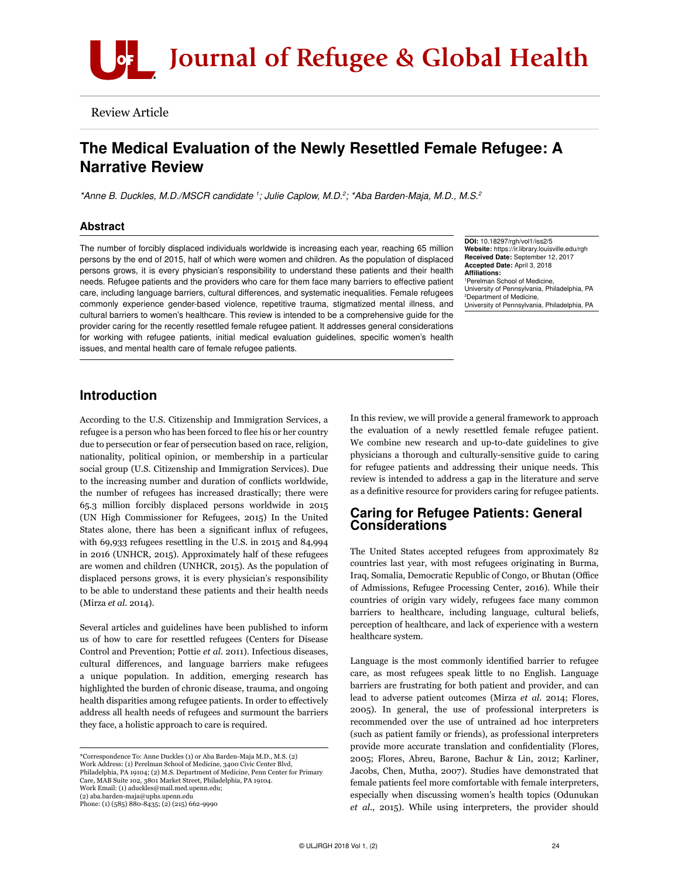Review Article

# The Medical Evaluation of the Newly Resettled Female Refugee: A Narrative Review

*\*Anne B. Duckles, M.D./MSCR candidate [1]; Julie Caplow, M.D.[2]; \*Aba Barden-Maja, M.D., M.S.[2]*

## Abstract

The number of forcibly displaced individuals worldwide is increasing each year, reaching 65 million persons by the end of 2015, half of which were women and children. As the population of displaced persons grows, it is every physician's responsibility to understand these patients and their health needs. Refugee patients and the providers who care for them face many barriers to effective patient care, including language barriers, cultural differences, and systematic inequalities. Female refugees commonly experience gender-based violence, repetitive trauma, stigmatized mental illness, and cultural barriers to women's healthcare. This review is intended to be a comprehensive guide for the provider caring for the recently resettled female refugee patient. It addresses general considerations for working with refugee patients, initial medical evaluation guidelines, specific women's health issues, and mental health care of female refugee patients.

**DOI:** 10.18297/rgh/vol1/iss2/5
**Website:** https://ir.library.louisville.edu/rgh
**Received Date:** September 12, 2017
**Accepted Date:** April 3, 2018
**Affiliations:**
[1]Perelman School of Medicine, University of Pennsylvania, Philadelphia, PA
[2]Department of Medicine, University of Pennsylvania, Philadelphia, PA

## Introduction

According to the U.S. Citizenship and Immigration Services, a refugee is a person who has been forced to flee his or her country due to persecution or fear of persecution based on race, religion, nationality, political opinion, or membership in a particular social group (U.S. Citizenship and Immigration Services). Due to the increasing number and duration of conflicts worldwide, the number of refugees has increased drastically; there were 65.3 million forcibly displaced persons worldwide in 2015 (UN High Commissioner for Refugees, 2015) In the United States alone, there has been a significant influx of refugees, with 69,933 refugees resettling in the U.S. in 2015 and 84,994 in 2016 (UNHCR, 2015). Approximately half of these refugees are women and children (UNHCR, 2015). As the population of displaced persons grows, it is every physician's responsibility to be able to understand these patients and their health needs (Mirza *et al.* 2014).

Several articles and guidelines have been published to inform us of how to care for resettled refugees (Centers for Disease Control and Prevention; Pottie *et al.* 2011). Infectious diseases, cultural differences, and language barriers make refugees a unique population. In addition, emerging research has highlighted the burden of chronic disease, trauma, and ongoing health disparities among refugee patients. In order to effectively address all health needs of refugees and surmount the barriers they face, a holistic approach to care is required.

In this review, we will provide a general framework to approach the evaluation of a newly resettled female refugee patient. We combine new research and up-to-date guidelines to give physicians a thorough and culturally-sensitive guide to caring for refugee patients and addressing their unique needs. This review is intended to address a gap in the literature and serve as a definitive resource for providers caring for refugee patients.

## Caring for Refugee Patients: General Considerations

The United States accepted refugees from approximately 82 countries last year, with most refugees originating in Burma, Iraq, Somalia, Democratic Republic of Congo, or Bhutan (Office of Admissions, Refugee Processing Center, 2016). While their countries of origin vary widely, refugees face many common barriers to healthcare, including language, cultural beliefs, perception of healthcare, and lack of experience with a western healthcare system.

Language is the most commonly identified barrier to refugee care, as most refugees speak little to no English. Language barriers are frustrating for both patient and provider, and can lead to adverse patient outcomes (Mirza *et al.* 2014; Flores, 2005). In general, the use of professional interpreters is recommended over the use of untrained ad hoc interpreters (such as patient family or friends), as professional interpreters provide more accurate translation and confidentiality (Flores, 2005; Flores, Abreu, Barone, Bachur & Lin, 2012; Karliner, Jacobs, Chen, Mutha, 2007). Studies have demonstrated that female patients feel more comfortable with female interpreters, especially when discussing women's health topics (Odunukan *et al.*, 2015). While using interpreters, the provider should

---

\*Correspondence To: Anne Duckles (1) or Aba Barden-Maja M.D., M.S. (2)
Work Address: (1) Perelman School of Medicine, 3400 Civic Center Blvd, Philadelphia, PA 19104; (2) M.S. Department of Medicine, Penn Center for Primary Care, MAB Suite 102, 3801 Market Street, Philadelphia, PA 19104.
Work Email: (1) aduckles@mail.med.upenn.edu;
(2) aba.barden-maja@uphs.upenn.edu
Phone: (1) (585) 880-8435; (2) (215) 662-9990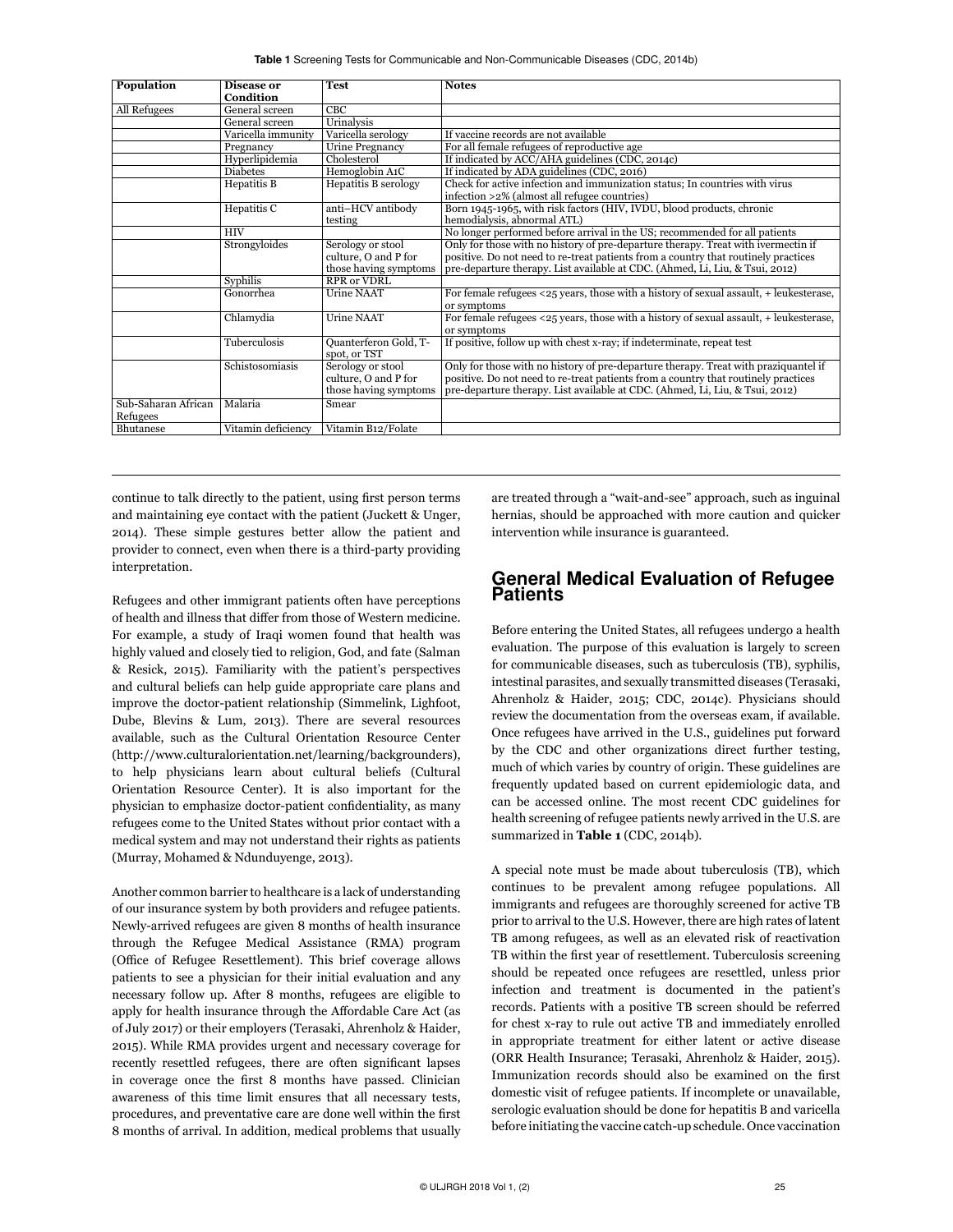**Table 1** Screening Tests for Communicable and Non-Communicable Diseases (CDC, 2014b)

| Population | Disease or Condition | Test | Notes |
|---|---|---|---|
| All Refugees | General screen | CBC | |
| | General screen | Urinalysis | |
| | Varicella immunity | Varicella serology | If vaccine records are not available |
| | Pregnancy | Urine Pregnancy | For all female refugees of reproductive age |
| | Hyperlipidemia | Cholesterol | If indicated by ACC/AHA guidelines (CDC, 2014c) |
| | Diabetes | Hemoglobin A1C | If indicated by ADA guidelines (CDC, 2016) |
| | Hepatitis B | Hepatitis B serology | Check for active infection and immunization status; In countries with virus infection >2% (almost all refugee countries) |
| | Hepatitis C | anti–HCV antibody testing | Born 1945-1965, with risk factors (HIV, IVDU, blood products, chronic hemodialysis, abnormal ATL) |
| | HIV | | No longer performed before arrival in the US; recommended for all patients |
| | Strongyloides | Serology or stool culture, O and P for those having symptoms | Only for those with no history of pre-departure therapy. Treat with ivermectin if positive. Do not need to re-treat patients from a country that routinely practices pre-departure therapy. List available at CDC. (Ahmed, Li, Liu, & Tsui, 2012) |
| | Syphilis | RPR or VDRL | |
| | Gonorrhea | Urine NAAT | For female refugees <25 years, those with a history of sexual assault, + leukesterase, or symptoms |
| | Chlamydia | Urine NAAT | For female refugees <25 years, those with a history of sexual assault, + leukesterase, or symptoms |
| | Tuberculosis | Quanterferon Gold, T-spot, or TST | If positive, follow up with chest x-ray; if indeterminate, repeat test |
| | Schistosomiasis | Serology or stool culture, O and P for those having symptoms | Only for those with no history of pre-departure therapy. Treat with praziquantel if positive. Do not need to re-treat patients from a country that routinely practices pre-departure therapy. List available at CDC. (Ahmed, Li, Liu, & Tsui, 2012) |
| Sub-Saharan African Refugees | Malaria | Smear | |
| Bhutanese | Vitamin deficiency | Vitamin B12/Folate | |

continue to talk directly to the patient, using first person terms and maintaining eye contact with the patient (Juckett & Unger, 2014). These simple gestures better allow the patient and provider to connect, even when there is a third-party providing interpretation.

Refugees and other immigrant patients often have perceptions of health and illness that differ from those of Western medicine. For example, a study of Iraqi women found that health was highly valued and closely tied to religion, God, and fate (Salman & Resick, 2015). Familiarity with the patient's perspectives and cultural beliefs can help guide appropriate care plans and improve the doctor-patient relationship (Simmelink, Lighfoot, Dube, Blevins & Lum, 2013). There are several resources available, such as the Cultural Orientation Resource Center (http://www.culturalorientation.net/learning/backgrounders), to help physicians learn about cultural beliefs (Cultural Orientation Resource Center). It is also important for the physician to emphasize doctor-patient confidentiality, as many refugees come to the United States without prior contact with a medical system and may not understand their rights as patients (Murray, Mohamed & Ndunduyenge, 2013).

Another common barrier to healthcare is a lack of understanding of our insurance system by both providers and refugee patients. Newly-arrived refugees are given 8 months of health insurance through the Refugee Medical Assistance (RMA) program (Office of Refugee Resettlement). This brief coverage allows patients to see a physician for their initial evaluation and any necessary follow up. After 8 months, refugees are eligible to apply for health insurance through the Affordable Care Act (as of July 2017) or their employers (Terasaki, Ahrenholz & Haider, 2015). While RMA provides urgent and necessary coverage for recently resettled refugees, there are often significant lapses in coverage once the first 8 months have passed. Clinician awareness of this time limit ensures that all necessary tests, procedures, and preventative care are done well within the first 8 months of arrival. In addition, medical problems that usually are treated through a "wait-and-see" approach, such as inguinal hernias, should be approached with more caution and quicker intervention while insurance is guaranteed.

## General Medical Evaluation of Refugee Patients

Before entering the United States, all refugees undergo a health evaluation. The purpose of this evaluation is largely to screen for communicable diseases, such as tuberculosis (TB), syphilis, intestinal parasites, and sexually transmitted diseases (Terasaki, Ahrenholz & Haider, 2015; CDC, 2014c). Physicians should review the documentation from the overseas exam, if available. Once refugees have arrived in the U.S., guidelines put forward by the CDC and other organizations direct further testing, much of which varies by country of origin. These guidelines are frequently updated based on current epidemiologic data, and can be accessed online. The most recent CDC guidelines for health screening of refugee patients newly arrived in the U.S. are summarized in **Table 1** (CDC, 2014b).

A special note must be made about tuberculosis (TB), which continues to be prevalent among refugee populations. All immigrants and refugees are thoroughly screened for active TB prior to arrival to the U.S. However, there are high rates of latent TB among refugees, as well as an elevated risk of reactivation TB within the first year of resettlement. Tuberculosis screening should be repeated once refugees are resettled, unless prior infection and treatment is documented in the patient's records. Patients with a positive TB screen should be referred for chest x-ray to rule out active TB and immediately enrolled in appropriate treatment for either latent or active disease (ORR Health Insurance; Terasaki, Ahrenholz & Haider, 2015). Immunization records should also be examined on the first domestic visit of refugee patients. If incomplete or unavailable, serologic evaluation should be done for hepatitis B and varicella before initiating the vaccine catch-up schedule. Once vaccination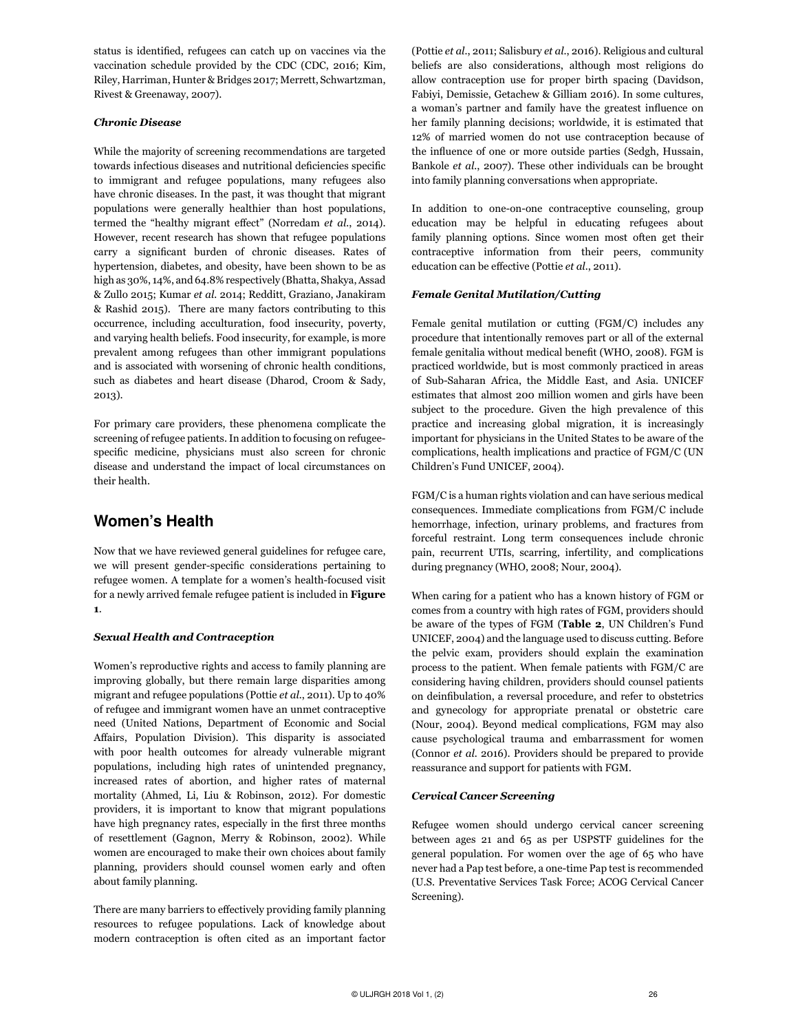status is identified, refugees can catch up on vaccines via the vaccination schedule provided by the CDC (CDC, 2016; Kim, Riley, Harriman, Hunter & Bridges 2017; Merrett, Schwartzman, Rivest & Greenaway, 2007).

#### *Chronic Disease*

While the majority of screening recommendations are targeted towards infectious diseases and nutritional deficiencies specific to immigrant and refugee populations, many refugees also have chronic diseases. In the past, it was thought that migrant populations were generally healthier than host populations, termed the "healthy migrant effect" (Norredam *et al.*, 2014). However, recent research has shown that refugee populations carry a significant burden of chronic diseases. Rates of hypertension, diabetes, and obesity, have been shown to be as high as 30%, 14%, and 64.8% respectively (Bhatta, Shakya, Assad & Zullo 2015; Kumar *et al.* 2014; Redditt, Graziano, Janakiram & Rashid 2015). There are many factors contributing to this occurrence, including acculturation, food insecurity, poverty, and varying health beliefs. Food insecurity, for example, is more prevalent among refugees than other immigrant populations and is associated with worsening of chronic health conditions, such as diabetes and heart disease (Dharod, Croom & Sady, 2013).

For primary care providers, these phenomena complicate the screening of refugee patients. In addition to focusing on refugee-specific medicine, physicians must also screen for chronic disease and understand the impact of local circumstances on their health.

## Women's Health

Now that we have reviewed general guidelines for refugee care, we will present gender-specific considerations pertaining to refugee women. A template for a women's health-focused visit for a newly arrived female refugee patient is included in **Figure 1**.

#### *Sexual Health and Contraception*

Women's reproductive rights and access to family planning are improving globally, but there remain large disparities among migrant and refugee populations (Pottie *et al.*, 2011). Up to 40% of refugee and immigrant women have an unmet contraceptive need (United Nations, Department of Economic and Social Affairs, Population Division). This disparity is associated with poor health outcomes for already vulnerable migrant populations, including high rates of unintended pregnancy, increased rates of abortion, and higher rates of maternal mortality (Ahmed, Li, Liu & Robinson, 2012). For domestic providers, it is important to know that migrant populations have high pregnancy rates, especially in the first three months of resettlement (Gagnon, Merry & Robinson, 2002). While women are encouraged to make their own choices about family planning, providers should counsel women early and often about family planning.

There are many barriers to effectively providing family planning resources to refugee populations. Lack of knowledge about modern contraception is often cited as an important factor (Pottie *et al.*, 2011; Salisbury *et al.*, 2016). Religious and cultural beliefs are also considerations, although most religions do allow contraception use for proper birth spacing (Davidson, Fabiyi, Demissie, Getachew & Gilliam 2016). In some cultures, a woman's partner and family have the greatest influence on her family planning decisions; worldwide, it is estimated that 12% of married women do not use contraception because of the influence of one or more outside parties (Sedgh, Hussain, Bankole *et al.*, 2007). These other individuals can be brought into family planning conversations when appropriate.

In addition to one-on-one contraceptive counseling, group education may be helpful in educating refugees about family planning options. Since women most often get their contraceptive information from their peers, community education can be effective (Pottie *et al.*, 2011).

#### *Female Genital Mutilation/Cutting*

Female genital mutilation or cutting (FGM/C) includes any procedure that intentionally removes part or all of the external female genitalia without medical benefit (WHO, 2008). FGM is practiced worldwide, but is most commonly practiced in areas of Sub-Saharan Africa, the Middle East, and Asia. UNICEF estimates that almost 200 million women and girls have been subject to the procedure. Given the high prevalence of this practice and increasing global migration, it is increasingly important for physicians in the United States to be aware of the complications, health implications and practice of FGM/C (UN Children's Fund UNICEF, 2004).

FGM/C is a human rights violation and can have serious medical consequences. Immediate complications from FGM/C include hemorrhage, infection, urinary problems, and fractures from forceful restraint. Long term consequences include chronic pain, recurrent UTIs, scarring, infertility, and complications during pregnancy (WHO, 2008; Nour, 2004).

When caring for a patient who has a known history of FGM or comes from a country with high rates of FGM, providers should be aware of the types of FGM (**Table 2**, UN Children's Fund UNICEF, 2004) and the language used to discuss cutting. Before the pelvic exam, providers should explain the examination process to the patient. When female patients with FGM/C are considering having children, providers should counsel patients on deinfibulation, a reversal procedure, and refer to obstetrics and gynecology for appropriate prenatal or obstetric care (Nour, 2004). Beyond medical complications, FGM may also cause psychological trauma and embarrassment for women (Connor *et al.* 2016). Providers should be prepared to provide reassurance and support for patients with FGM.

#### *Cervical Cancer Screening*

Refugee women should undergo cervical cancer screening between ages 21 and 65 as per USPSTF guidelines for the general population. For women over the age of 65 who have never had a Pap test before, a one-time Pap test is recommended (U.S. Preventative Services Task Force; ACOG Cervical Cancer Screening).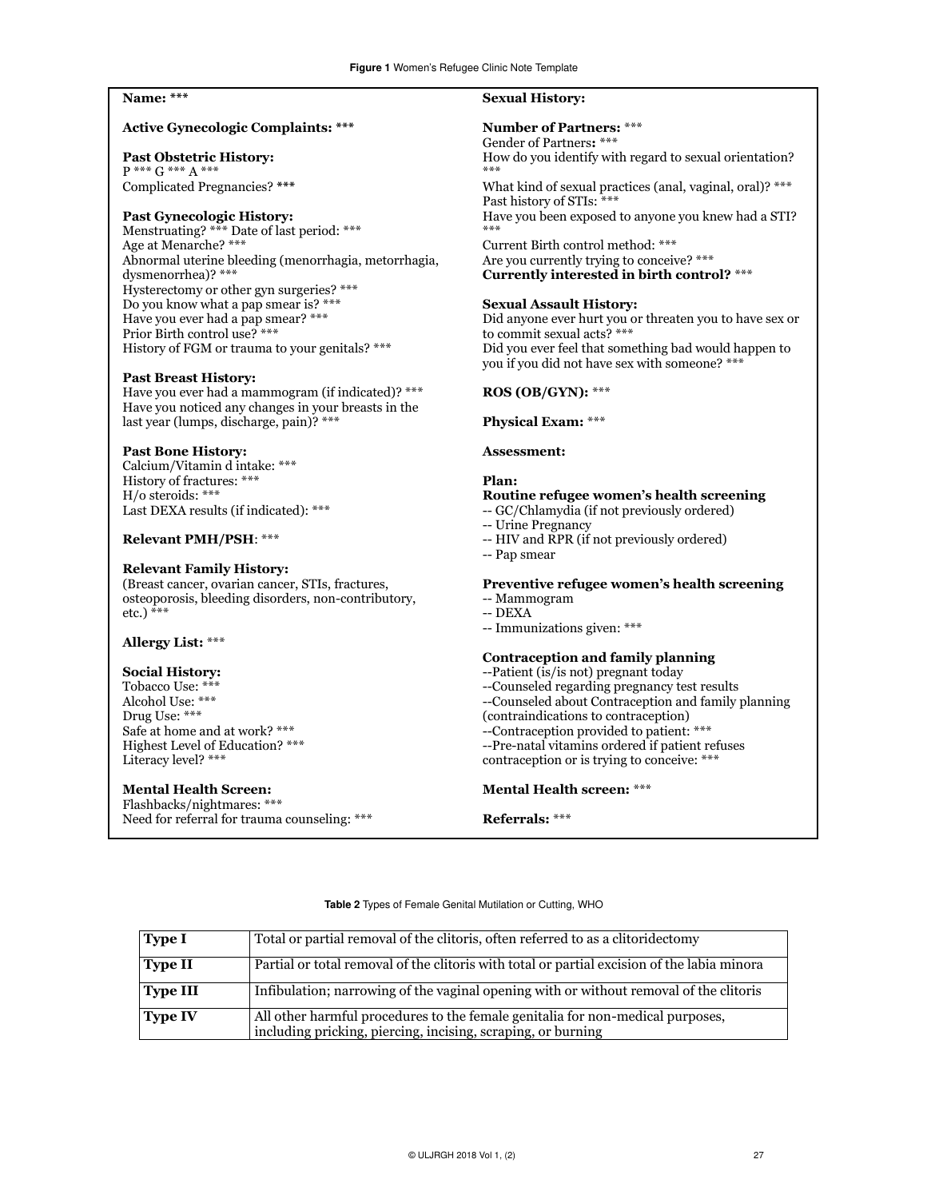**Figure 1** Women's Refugee Clinic Note Template

**Name:** ***

**Active Gynecologic Complaints:** ***

**Past Obstetric History:**
P *** G *** A ***
Complicated Pregnancies? ***

**Past Gynecologic History:**
Menstruating? *** Date of last period: ***
Age at Menarche? ***
Abnormal uterine bleeding (menorrhagia, metorrhagia, dysmenorrhea)? ***
Hysterectomy or other gyn surgeries? ***
Do you know what a pap smear is? ***
Have you ever had a pap smear? ***
Prior Birth control use? ***
History of FGM or trauma to your genitals? ***

**Past Breast History:**
Have you ever had a mammogram (if indicated)? ***
Have you noticed any changes in your breasts in the last year (lumps, discharge, pain)? ***

**Past Bone History:**
Calcium/Vitamin d intake: ***
History of fractures: ***
H/o steroids: ***
Last DEXA results (if indicated): ***

**Relevant PMH/PSH**: ***

**Relevant Family History:**
(Breast cancer, ovarian cancer, STIs, fractures, osteoporosis, bleeding disorders, non-contributory, etc.) ***

**Allergy List:** ***

**Social History:**
Tobacco Use: ***
Alcohol Use: ***
Drug Use: ***
Safe at home and at work? ***
Highest Level of Education? ***
Literacy level? ***

**Mental Health Screen:**
Flashbacks/nightmares: ***
Need for referral for trauma counseling: ***

**Sexual History:**

**Number of Partners:** ***
Gender of Partners: ***
How do you identify with regard to sexual orientation? ***
What kind of sexual practices (anal, vaginal, oral)? ***
Past history of STIs: ***
Have you been exposed to anyone you knew had a STI? ***
Current Birth control method: ***
Are you currently trying to conceive? ***
**Currently interested in birth control?** ***

**Sexual Assault History:**
Did anyone ever hurt you or threaten you to have sex or to commit sexual acts? ***
Did you ever feel that something bad would happen to you if you did not have sex with someone? ***

**ROS (OB/GYN):** ***

**Physical Exam:** ***

**Assessment:**

**Plan:**
**Routine refugee women's health screening**
-- GC/Chlamydia (if not previously ordered)
-- Urine Pregnancy
-- HIV and RPR (if not previously ordered)
-- Pap smear

**Preventive refugee women's health screening**
-- Mammogram
-- DEXA
-- Immunizations given: ***

**Contraception and family planning**
--Patient (is/is not) pregnant today
--Counseled regarding pregnancy test results
--Counseled about Contraception and family planning (contraindications to contraception)
--Contraception provided to patient: ***
--Pre-natal vitamins ordered if patient refuses contraception or is trying to conceive: ***

**Mental Health screen:** ***

**Referrals:** ***

**Table 2** Types of Female Genital Mutilation or Cutting, WHO

| Type | Description |
|---|---|
| **Type I** | Total or partial removal of the clitoris, often referred to as a clitoridectomy |
| **Type II** | Partial or total removal of the clitoris with total or partial excision of the labia minora |
| **Type III** | Infibulation; narrowing of the vaginal opening with or without removal of the clitoris |
| **Type IV** | All other harmful procedures to the female genitalia for non-medical purposes, including pricking, piercing, incising, scraping, or burning |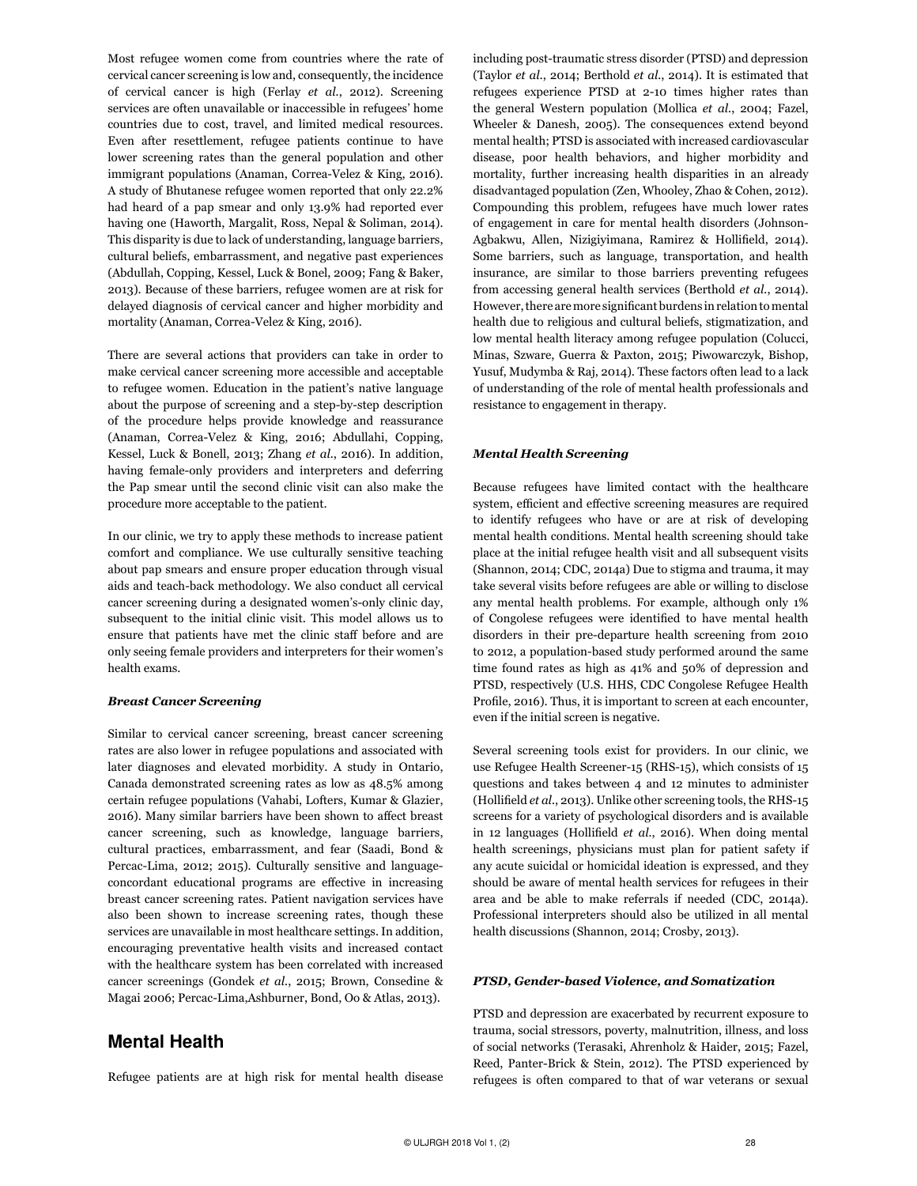Most refugee women come from countries where the rate of cervical cancer screening is low and, consequently, the incidence of cervical cancer is high (Ferlay *et al.*, 2012). Screening services are often unavailable or inaccessible in refugees' home countries due to cost, travel, and limited medical resources. Even after resettlement, refugee patients continue to have lower screening rates than the general population and other immigrant populations (Anaman, Correa-Velez & King, 2016). A study of Bhutanese refugee women reported that only 22.2% had heard of a pap smear and only 13.9% had reported ever having one (Haworth, Margalit, Ross, Nepal & Soliman, 2014). This disparity is due to lack of understanding, language barriers, cultural beliefs, embarrassment, and negative past experiences (Abdullah, Copping, Kessel, Luck & Bonel, 2009; Fang & Baker, 2013). Because of these barriers, refugee women are at risk for delayed diagnosis of cervical cancer and higher morbidity and mortality (Anaman, Correa-Velez & King, 2016).

There are several actions that providers can take in order to make cervical cancer screening more accessible and acceptable to refugee women. Education in the patient's native language about the purpose of screening and a step-by-step description of the procedure helps provide knowledge and reassurance (Anaman, Correa-Velez & King, 2016; Abdullahi, Copping, Kessel, Luck & Bonell, 2013; Zhang *et al.*, 2016). In addition, having female-only providers and interpreters and deferring the Pap smear until the second clinic visit can also make the procedure more acceptable to the patient.

In our clinic, we try to apply these methods to increase patient comfort and compliance. We use culturally sensitive teaching about pap smears and ensure proper education through visual aids and teach-back methodology. We also conduct all cervical cancer screening during a designated women's-only clinic day, subsequent to the initial clinic visit. This model allows us to ensure that patients have met the clinic staff before and are only seeing female providers and interpreters for their women's health exams.

### *Breast Cancer Screening*

Similar to cervical cancer screening, breast cancer screening rates are also lower in refugee populations and associated with later diagnoses and elevated morbidity. A study in Ontario, Canada demonstrated screening rates as low as 48.5% among certain refugee populations (Vahabi, Lofters, Kumar & Glazier, 2016). Many similar barriers have been shown to affect breast cancer screening, such as knowledge, language barriers, cultural practices, embarrassment, and fear (Saadi, Bond & Percac-Lima, 2012; 2015). Culturally sensitive and language-concordant educational programs are effective in increasing breast cancer screening rates. Patient navigation services have also been shown to increase screening rates, though these services are unavailable in most healthcare settings. In addition, encouraging preventative health visits and increased contact with the healthcare system has been correlated with increased cancer screenings (Gondek *et al.*, 2015; Brown, Consedine & Magai 2006; Percac-Lima,Ashburner, Bond, Oo & Atlas, 2013).

## Mental Health

Refugee patients are at high risk for mental health disease including post-traumatic stress disorder (PTSD) and depression (Taylor *et al.*, 2014; Berthold *et al.*, 2014). It is estimated that refugees experience PTSD at 2-10 times higher rates than the general Western population (Mollica *et al.*, 2004; Fazel, Wheeler & Danesh, 2005). The consequences extend beyond mental health; PTSD is associated with increased cardiovascular disease, poor health behaviors, and higher morbidity and mortality, further increasing health disparities in an already disadvantaged population (Zen, Whooley, Zhao & Cohen, 2012). Compounding this problem, refugees have much lower rates of engagement in care for mental health disorders (Johnson-Agbakwu, Allen, Nizigiyimana, Ramirez & Hollifield, 2014). Some barriers, such as language, transportation, and health insurance, are similar to those barriers preventing refugees from accessing general health services (Berthold *et al.*, 2014). However, there are more significant burdens in relation to mental health due to religious and cultural beliefs, stigmatization, and low mental health literacy among refugee population (Colucci, Minas, Szware, Guerra & Paxton, 2015; Piwowarczyk, Bishop, Yusuf, Mudymba & Raj, 2014). These factors often lead to a lack of understanding of the role of mental health professionals and resistance to engagement in therapy.

### *Mental Health Screening*

Because refugees have limited contact with the healthcare system, efficient and effective screening measures are required to identify refugees who have or are at risk of developing mental health conditions. Mental health screening should take place at the initial refugee health visit and all subsequent visits (Shannon, 2014; CDC, 2014a) Due to stigma and trauma, it may take several visits before refugees are able or willing to disclose any mental health problems. For example, although only 1% of Congolese refugees were identified to have mental health disorders in their pre-departure health screening from 2010 to 2012, a population-based study performed around the same time found rates as high as 41% and 50% of depression and PTSD, respectively (U.S. HHS, CDC Congolese Refugee Health Profile, 2016). Thus, it is important to screen at each encounter, even if the initial screen is negative.

Several screening tools exist for providers. In our clinic, we use Refugee Health Screener-15 (RHS-15), which consists of 15 questions and takes between 4 and 12 minutes to administer (Hollifield *et al.*, 2013). Unlike other screening tools, the RHS-15 screens for a variety of psychological disorders and is available in 12 languages (Hollifield *et al.*, 2016). When doing mental health screenings, physicians must plan for patient safety if any acute suicidal or homicidal ideation is expressed, and they should be aware of mental health services for refugees in their area and be able to make referrals if needed (CDC, 2014a). Professional interpreters should also be utilized in all mental health discussions (Shannon, 2014; Crosby, 2013).

### *PTSD, Gender-based Violence, and Somatization*

PTSD and depression are exacerbated by recurrent exposure to trauma, social stressors, poverty, malnutrition, illness, and loss of social networks (Terasaki, Ahrenholz & Haider, 2015; Fazel, Reed, Panter-Brick & Stein, 2012). The PTSD experienced by refugees is often compared to that of war veterans or sexual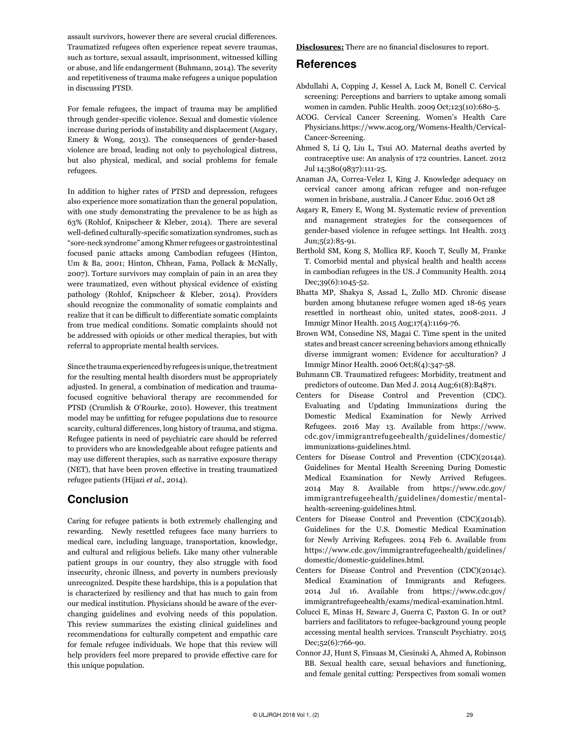assault survivors, however there are several crucial differences. Traumatized refugees often experience repeat severe traumas, such as torture, sexual assault, imprisonment, witnessed killing or abuse, and life endangerment (Buhmann, 2014). The severity and repetitiveness of trauma make refugees a unique population in discussing PTSD.

For female refugees, the impact of trauma may be amplified through gender-specific violence. Sexual and domestic violence increase during periods of instability and displacement (Asgary, Emery & Wong, 2013). The consequences of gender-based violence are broad, leading not only to psychological distress, but also physical, medical, and social problems for female refugees.

In addition to higher rates of PTSD and depression, refugees also experience more somatization than the general population, with one study demonstrating the prevalence to be as high as 63% (Rohlof, Knipscheer & Kleber, 2014). There are several well-defined culturally-specific somatization syndromes, such as "sore-neck syndrome" among Khmer refugees or gastrointestinal focused panic attacks among Cambodian refugees (Hinton, Um & Ba, 2001; Hinton, Chhean, Fama, Pollack & McNally, 2007). Torture survivors may complain of pain in an area they were traumatized, even without physical evidence of existing pathology (Rohlof, Knipscheer & Kleber, 2014). Providers should recognize the commonality of somatic complaints and realize that it can be difficult to differentiate somatic complaints from true medical conditions. Somatic complaints should not be addressed with opioids or other medical therapies, but with referral to appropriate mental health services.

Since the trauma experienced by refugees is unique, the treatment for the resulting mental health disorders must be appropriately adjusted. In general, a combination of medication and trauma-focused cognitive behavioral therapy are recommended for PTSD (Crumlish & O'Rourke, 2010). However, this treatment model may be unfitting for refugee populations due to resource scarcity, cultural differences, long history of trauma, and stigma. Refugee patients in need of psychiatric care should be referred to providers who are knowledgeable about refugee patients and may use different therapies, such as narrative exposure therapy (NET), that have been proven effective in treating traumatized refugee patients (Hijazi *et al*., 2014).

## Conclusion

Caring for refugee patients is both extremely challenging and rewarding. Newly resettled refugees face many barriers to medical care, including language, transportation, knowledge, and cultural and religious beliefs. Like many other vulnerable patient groups in our country, they also struggle with food insecurity, chronic illness, and poverty in numbers previously unrecognized. Despite these hardships, this is a population that is characterized by resiliency and that has much to gain from our medical institution. Physicians should be aware of the ever-changing guidelines and evolving needs of this population. This review summarizes the existing clinical guidelines and recommendations for culturally competent and empathic care for female refugee individuals. We hope that this review will help providers feel more prepared to provide effective care for this unique population.

**Disclosures:** There are no financial disclosures to report.

## References

Abdullahi A, Copping J, Kessel A, Luck M, Bonell C. Cervical screening: Perceptions and barriers to uptake among somali women in camden. Public Health. 2009 Oct;123(10):680-5.

ACOG. Cervical Cancer Screening. Women's Health Care Physicians.https://www.acog.org/Womens-Health/Cervical-Cancer-Screening.

Ahmed S, Li Q, Liu L, Tsui AO. Maternal deaths averted by contraceptive use: An analysis of 172 countries. Lancet. 2012 Jul 14;380(9837):111-25.

Anaman JA, Correa-Velez I, King J. Knowledge adequacy on cervical cancer among african refugee and non-refugee women in brisbane, australia. J Cancer Educ. 2016 Oct 28

Asgary R, Emery E, Wong M. Systematic review of prevention and management strategies for the consequences of gender-based violence in refugee settings. Int Health. 2013 Jun;5(2):85-91.

Berthold SM, Kong S, Mollica RF, Kuoch T, Scully M, Franke T. Comorbid mental and physical health and health access in cambodian refugees in the US. J Community Health. 2014 Dec;39(6):1045-52.

Bhatta MP, Shakya S, Assad L, Zullo MD. Chronic disease burden among bhutanese refugee women aged 18-65 years resettled in northeast ohio, united states, 2008-2011. J Immigr Minor Health. 2015 Aug;17(4):1169-76.

Brown WM, Consedine NS, Magai C. Time spent in the united states and breast cancer screening behaviors among ethnically diverse immigrant women: Evidence for acculturation? J Immigr Minor Health. 2006 Oct;8(4):347-58.

Buhmann CB. Traumatized refugees: Morbidity, treatment and predictors of outcome. Dan Med J. 2014 Aug;61(8):B4871.

Centers for Disease Control and Prevention (CDC). Evaluating and Updating Immunizations during the Domestic Medical Examination for Newly Arrived Refugees. 2016 May 13. Available from https://www.cdc.gov/immigrantrefugeehealth/guidelines/domestic/immunizations-guidelines.html.

Centers for Disease Control and Prevention (CDC)(2014a). Guidelines for Mental Health Screening During Domestic Medical Examination for Newly Arrived Refugees. 2014 May 8. Available from https://www.cdc.gov/immigrantrefugeehealth/guidelines/domestic/mental-health-screening-guidelines.html.

Centers for Disease Control and Prevention (CDC)(2014b). Guidelines for the U.S. Domestic Medical Examination for Newly Arriving Refugees. 2014 Feb 6. Available from https://www.cdc.gov/immigrantrefugeehealth/guidelines/domestic/domestic-guidelines.html.

Centers for Disease Control and Prevention (CDC)(2014c). Medical Examination of Immigrants and Refugees. 2014 Jul 16. Available from https://www.cdc.gov/immigrantrefugeehealth/exams/medical-examination.html.

Colucci E, Minas H, Szwarc J, Guerra C, Paxton G. In or out? barriers and facilitators to refugee-background young people accessing mental health services. Transcult Psychiatry. 2015 Dec;52(6):766-90.

Connor JJ, Hunt S, Finsaas M, Ciesinski A, Ahmed A, Robinson BB. Sexual health care, sexual behaviors and functioning, and female genital cutting: Perspectives from somali women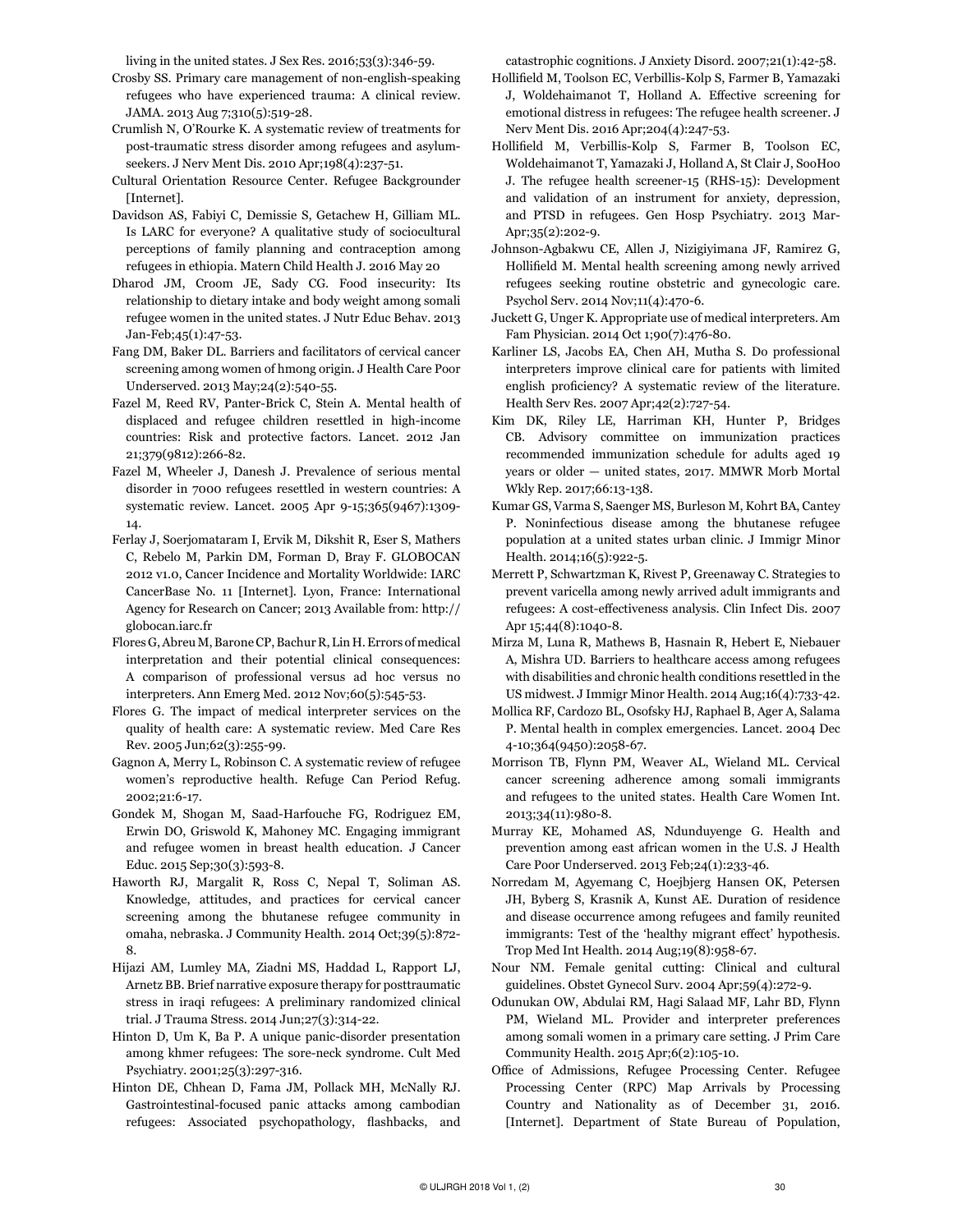living in the united states. J Sex Res. 2016;53(3):346-59.

Crosby SS. Primary care management of non-english-speaking refugees who have experienced trauma: A clinical review. JAMA. 2013 Aug 7;310(5):519-28.

Crumlish N, O'Rourke K. A systematic review of treatments for post-traumatic stress disorder among refugees and asylum-seekers. J Nerv Ment Dis. 2010 Apr;198(4):237-51.

Cultural Orientation Resource Center. Refugee Backgrounder [Internet].

Davidson AS, Fabiyi C, Demissie S, Getachew H, Gilliam ML. Is LARC for everyone? A qualitative study of sociocultural perceptions of family planning and contraception among refugees in ethiopia. Matern Child Health J. 2016 May 20

Dharod JM, Croom JE, Sady CG. Food insecurity: Its relationship to dietary intake and body weight among somali refugee women in the united states. J Nutr Educ Behav. 2013 Jan-Feb;45(1):47-53.

Fang DM, Baker DL. Barriers and facilitators of cervical cancer screening among women of hmong origin. J Health Care Poor Underserved. 2013 May;24(2):540-55.

Fazel M, Reed RV, Panter-Brick C, Stein A. Mental health of displaced and refugee children resettled in high-income countries: Risk and protective factors. Lancet. 2012 Jan 21;379(9812):266-82.

Fazel M, Wheeler J, Danesh J. Prevalence of serious mental disorder in 7000 refugees resettled in western countries: A systematic review. Lancet. 2005 Apr 9-15;365(9467):1309-14.

Ferlay J, Soerjomataram I, Ervik M, Dikshit R, Eser S, Mathers C, Rebelo M, Parkin DM, Forman D, Bray F. GLOBOCAN 2012 v1.0, Cancer Incidence and Mortality Worldwide: IARC CancerBase No. 11 [Internet]. Lyon, France: International Agency for Research on Cancer; 2013 Available from: http://globocan.iarc.fr

Flores G, Abreu M, Barone CP, Bachur R, Lin H. Errors of medical interpretation and their potential clinical consequences: A comparison of professional versus ad hoc versus no interpreters. Ann Emerg Med. 2012 Nov;60(5):545-53.

Flores G. The impact of medical interpreter services on the quality of health care: A systematic review. Med Care Res Rev. 2005 Jun;62(3):255-99.

Gagnon A, Merry L, Robinson C. A systematic review of refugee women's reproductive health. Refuge Can Period Refug. 2002;21:6-17.

Gondek M, Shogan M, Saad-Harfouche FG, Rodriguez EM, Erwin DO, Griswold K, Mahoney MC. Engaging immigrant and refugee women in breast health education. J Cancer Educ. 2015 Sep;30(3):593-8.

Haworth RJ, Margalit R, Ross C, Nepal T, Soliman AS. Knowledge, attitudes, and practices for cervical cancer screening among the bhutanese refugee community in omaha, nebraska. J Community Health. 2014 Oct;39(5):872-8.

Hijazi AM, Lumley MA, Ziadni MS, Haddad L, Rapport LJ, Arnetz BB. Brief narrative exposure therapy for posttraumatic stress in iraqi refugees: A preliminary randomized clinical trial. J Trauma Stress. 2014 Jun;27(3):314-22.

Hinton D, Um K, Ba P. A unique panic-disorder presentation among khmer refugees: The sore-neck syndrome. Cult Med Psychiatry. 2001;25(3):297-316.

Hinton DE, Chhean D, Fama JM, Pollack MH, McNally RJ. Gastrointestinal-focused panic attacks among cambodian refugees: Associated psychopathology, flashbacks, and catastrophic cognitions. J Anxiety Disord. 2007;21(1):42-58.

Hollifield M, Toolson EC, Verbillis-Kolp S, Farmer B, Yamazaki J, Woldehaimanot T, Holland A. Effective screening for emotional distress in refugees: The refugee health screener. J Nerv Ment Dis. 2016 Apr;204(4):247-53.

Hollifield M, Verbillis-Kolp S, Farmer B, Toolson EC, Woldehaimanot T, Yamazaki J, Holland A, St Clair J, SooHoo J. The refugee health screener-15 (RHS-15): Development and validation of an instrument for anxiety, depression, and PTSD in refugees. Gen Hosp Psychiatry. 2013 Mar-Apr;35(2):202-9.

Johnson-Agbakwu CE, Allen J, Nizigiyimana JF, Ramirez G, Hollifield M. Mental health screening among newly arrived refugees seeking routine obstetric and gynecologic care. Psychol Serv. 2014 Nov;11(4):470-6.

Juckett G, Unger K. Appropriate use of medical interpreters. Am Fam Physician. 2014 Oct 1;90(7):476-80.

Karliner LS, Jacobs EA, Chen AH, Mutha S. Do professional interpreters improve clinical care for patients with limited english proficiency? A systematic review of the literature. Health Serv Res. 2007 Apr;42(2):727-54.

Kim DK, Riley LE, Harriman KH, Hunter P, Bridges CB. Advisory committee on immunization practices recommended immunization schedule for adults aged 19 years or older — united states, 2017. MMWR Morb Mortal Wkly Rep. 2017;66:13-138.

Kumar GS, Varma S, Saenger MS, Burleson M, Kohrt BA, Cantey P. Noninfectious disease among the bhutanese refugee population at a united states urban clinic. J Immigr Minor Health. 2014;16(5):922-5.

Merrett P, Schwartzman K, Rivest P, Greenaway C. Strategies to prevent varicella among newly arrived adult immigrants and refugees: A cost-effectiveness analysis. Clin Infect Dis. 2007 Apr 15;44(8):1040-8.

Mirza M, Luna R, Mathews B, Hasnain R, Hebert E, Niebauer A, Mishra UD. Barriers to healthcare access among refugees with disabilities and chronic health conditions resettled in the US midwest. J Immigr Minor Health. 2014 Aug;16(4):733-42.

Mollica RF, Cardozo BL, Osofsky HJ, Raphael B, Ager A, Salama P. Mental health in complex emergencies. Lancet. 2004 Dec 4-10;364(9450):2058-67.

Morrison TB, Flynn PM, Weaver AL, Wieland ML. Cervical cancer screening adherence among somali immigrants and refugees to the united states. Health Care Women Int. 2013;34(11):980-8.

Murray KE, Mohamed AS, Ndunduyenge G. Health and prevention among east african women in the U.S. J Health Care Poor Underserved. 2013 Feb;24(1):233-46.

Norredam M, Agyemang C, Hoejbjerg Hansen OK, Petersen JH, Byberg S, Krasnik A, Kunst AE. Duration of residence and disease occurrence among refugees and family reunited immigrants: Test of the 'healthy migrant effect' hypothesis. Trop Med Int Health. 2014 Aug;19(8):958-67.

Nour NM. Female genital cutting: Clinical and cultural guidelines. Obstet Gynecol Surv. 2004 Apr;59(4):272-9.

Odunukan OW, Abdulai RM, Hagi Salaad MF, Lahr BD, Flynn PM, Wieland ML. Provider and interpreter preferences among somali women in a primary care setting. J Prim Care Community Health. 2015 Apr;6(2):105-10.

Office of Admissions, Refugee Processing Center. Refugee Processing Center (RPC) Map Arrivals by Processing Country and Nationality as of December 31, 2016. [Internet]. Department of State Bureau of Population,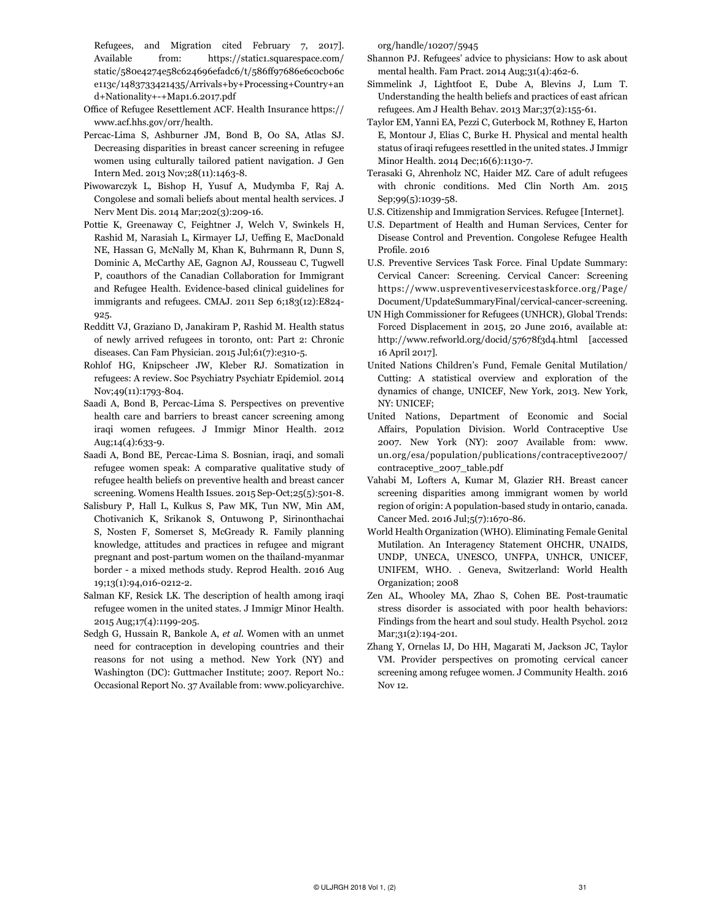Refugees, and Migration cited February 7, 2017]. Available from: https://static1.squarespace.com/static/580e4274e58c624696efadc6/t/586ff97686e6c0cb06ce113c/1483733421435/Arrivals+by+Processing+Country+and+Nationality+-+Map1.6.2017.pdf

Office of Refugee Resettlement ACF. Health Insurance https://www.acf.hhs.gov/orr/health.

Percac-Lima S, Ashburner JM, Bond B, Oo SA, Atlas SJ. Decreasing disparities in breast cancer screening in refugee women using culturally tailored patient navigation. J Gen Intern Med. 2013 Nov;28(11):1463-8.

Piwowarczyk L, Bishop H, Yusuf A, Mudymba F, Raj A. Congolese and somali beliefs about mental health services. J Nerv Ment Dis. 2014 Mar;202(3):209-16.

Pottie K, Greenaway C, Feightner J, Welch V, Swinkels H, Rashid M, Narasiah L, Kirmayer LJ, Ueffing E, MacDonald NE, Hassan G, McNally M, Khan K, Buhrmann R, Dunn S, Dominic A, McCarthy AE, Gagnon AJ, Rousseau C, Tugwell P, coauthors of the Canadian Collaboration for Immigrant and Refugee Health. Evidence-based clinical guidelines for immigrants and refugees. CMAJ. 2011 Sep 6;183(12):E824-925.

Redditt VJ, Graziano D, Janakiram P, Rashid M. Health status of newly arrived refugees in toronto, ont: Part 2: Chronic diseases. Can Fam Physician. 2015 Jul;61(7):e310-5.

Rohlof HG, Knipscheer JW, Kleber RJ. Somatization in refugees: A review. Soc Psychiatry Psychiatr Epidemiol. 2014 Nov;49(11):1793-804.

Saadi A, Bond B, Percac-Lima S. Perspectives on preventive health care and barriers to breast cancer screening among iraqi women refugees. J Immigr Minor Health. 2012 Aug;14(4):633-9.

Saadi A, Bond BE, Percac-Lima S. Bosnian, iraqi, and somali refugee women speak: A comparative qualitative study of refugee health beliefs on preventive health and breast cancer screening. Womens Health Issues. 2015 Sep-Oct;25(5):501-8.

Salisbury P, Hall L, Kulkus S, Paw MK, Tun NW, Min AM, Chotivanich K, Srikanok S, Ontuwong P, Sirinonthachai S, Nosten F, Somerset S, McGready R. Family planning knowledge, attitudes and practices in refugee and migrant pregnant and post-partum women on the thailand-myanmar border - a mixed methods study. Reprod Health. 2016 Aug 19;13(1):94,016-0212-2.

Salman KF, Resick LK. The description of health among iraqi refugee women in the united states. J Immigr Minor Health. 2015 Aug;17(4):1199-205.

Sedgh G, Hussain R, Bankole A, *et al.* Women with an unmet need for contraception in developing countries and their reasons for not using a method. New York (NY) and Washington (DC): Guttmacher Institute; 2007. Report No.: Occasional Report No. 37 Available from: www.policyarchive.org/handle/10207/5945

Shannon PJ. Refugees' advice to physicians: How to ask about mental health. Fam Pract. 2014 Aug;31(4):462-6.

Simmelink J, Lightfoot E, Dube A, Blevins J, Lum T. Understanding the health beliefs and practices of east african refugees. Am J Health Behav. 2013 Mar;37(2):155-61.

Taylor EM, Yanni EA, Pezzi C, Guterbock M, Rothney E, Harton E, Montour J, Elias C, Burke H. Physical and mental health status of iraqi refugees resettled in the united states. J Immigr Minor Health. 2014 Dec;16(6):1130-7.

Terasaki G, Ahrenholz NC, Haider MZ. Care of adult refugees with chronic conditions. Med Clin North Am. 2015 Sep;99(5):1039-58.

U.S. Citizenship and Immigration Services. Refugee [Internet].

U.S. Department of Health and Human Services, Center for Disease Control and Prevention. Congolese Refugee Health Profile. 2016

U.S. Preventive Services Task Force. Final Update Summary: Cervical Cancer: Screening. Cervical Cancer: Screening https://www.uspreventiveservicestaskforce.org/Page/Document/UpdateSummaryFinal/cervical-cancer-screening.

UN High Commissioner for Refugees (UNHCR), Global Trends: Forced Displacement in 2015, 20 June 2016, available at: http://www.refworld.org/docid/57678f3d4.html [accessed 16 April 2017].

United Nations Children's Fund, Female Genital Mutilation/Cutting: A statistical overview and exploration of the dynamics of change, UNICEF, New York, 2013. New York, NY: UNICEF;

United Nations, Department of Economic and Social Affairs, Population Division. World Contraceptive Use 2007. New York (NY): 2007 Available from: www.un.org/esa/population/publications/contraceptive2007/contraceptive_2007_table.pdf

Vahabi M, Lofters A, Kumar M, Glazier RH. Breast cancer screening disparities among immigrant women by world region of origin: A population-based study in ontario, canada. Cancer Med. 2016 Jul;5(7):1670-86.

World Health Organization (WHO). Eliminating Female Genital Mutilation. An Interagency Statement OHCHR, UNAIDS, UNDP, UNECA, UNESCO, UNFPA, UNHCR, UNICEF, UNIFEM, WHO. . Geneva, Switzerland: World Health Organization; 2008

Zen AL, Whooley MA, Zhao S, Cohen BE. Post-traumatic stress disorder is associated with poor health behaviors: Findings from the heart and soul study. Health Psychol. 2012 Mar;31(2):194-201.

Zhang Y, Ornelas IJ, Do HH, Magarati M, Jackson JC, Taylor VM. Provider perspectives on promoting cervical cancer screening among refugee women. J Community Health. 2016 Nov 12.